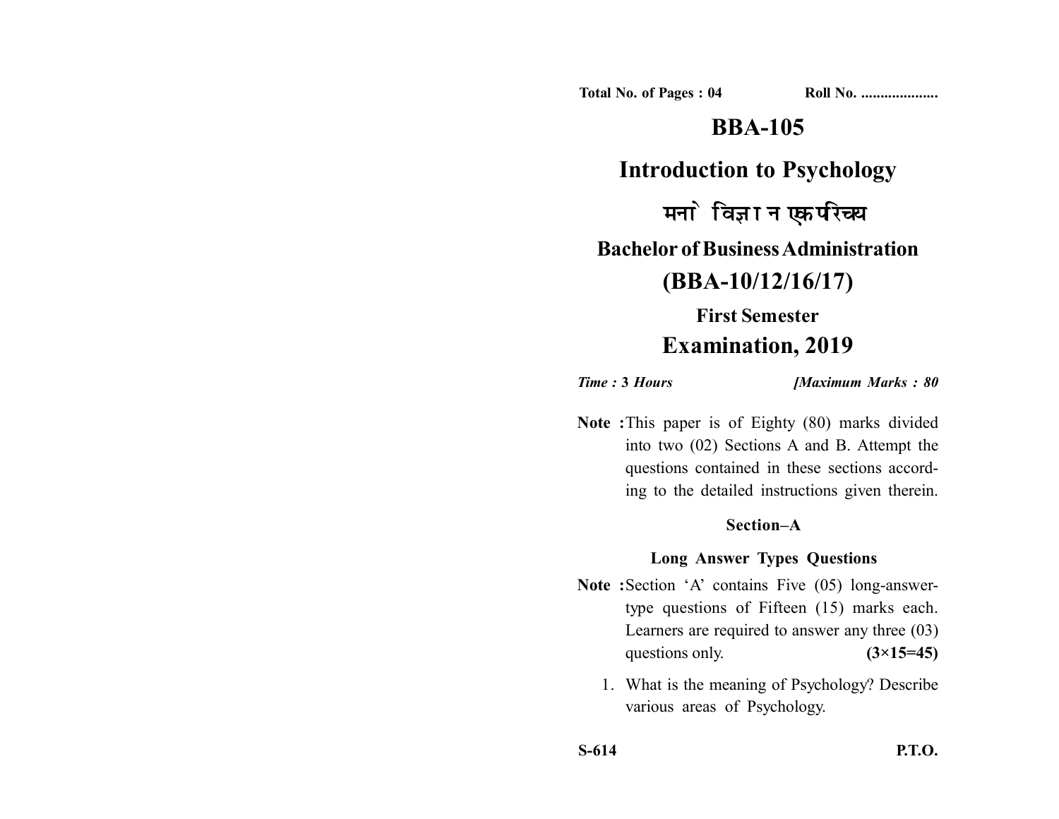**Total No. of Pages : 04** **Roll No. ...................**

# BBA-105

# Introduction to Psychology

# मनोविज्ञान एक परिचय

## Bachelor of Business Administration

## (BBA-10/12/16/17)

### First Semester

## Examination, 2019

***Time* : 3 *Hours*** ***[Maximum Marks : 80***

**Note :** This paper is of Eighty (80) marks divided into two (02) Sections A and B. Attempt the questions contained in these sections according to the detailed instructions given therein.

### Section–A

### Long Answer Types Questions

**Note :** Section 'A' contains Five (05) long-answer-type questions of Fifteen (15) marks each. Learners are required to answer any three (03) questions only. **(3×15=45)**

1. What is the meaning of Psychology? Describe various areas of Psychology.

**S-614** **P.T.O.**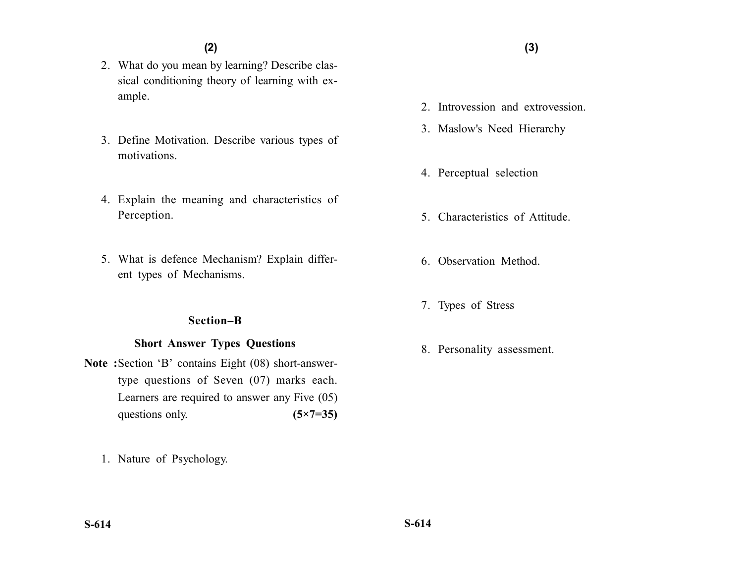2. What do you mean by learning? Describe classical conditioning theory of learning with example.

3. Define Motivation. Describe various types of motivations.

4. Explain the meaning and characteristics of Perception.

5. What is defence Mechanism? Explain different types of Mechanisms.

## Section–B

### Short Answer Types Questions

**Note :** Section 'B' contains Eight (08) short-answer-type questions of Seven (07) marks each. Learners are required to answer any Five (05) questions only. **(5×7=35)**

1. Nature of Psychology.

2. Introvession and extrovession.

3. Maslow's Need Hierarchy

4. Perceptual selection

5. Characteristics of Attitude.

6. Observation Method.

7. Types of Stress

8. Personality assessment.